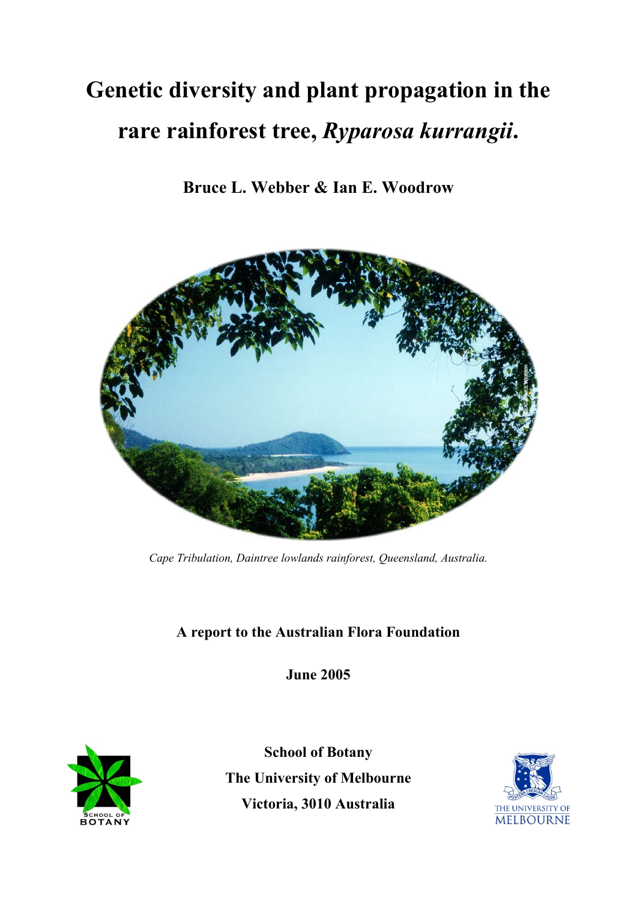# Genetic diversity and plant propagation in the rare rainforest tree, *Ryparosa kurrangii*.

**Bruce L. Webber & Ian E. Woodrow**

*Cape Tribulation, Daintree lowlands rainforest, Queensland, Australia.*

**A report to the Australian Flora Foundation**

**June 2005**

**School of Botany**
**The University of Melbourne**
**Victoria, 3010 Australia**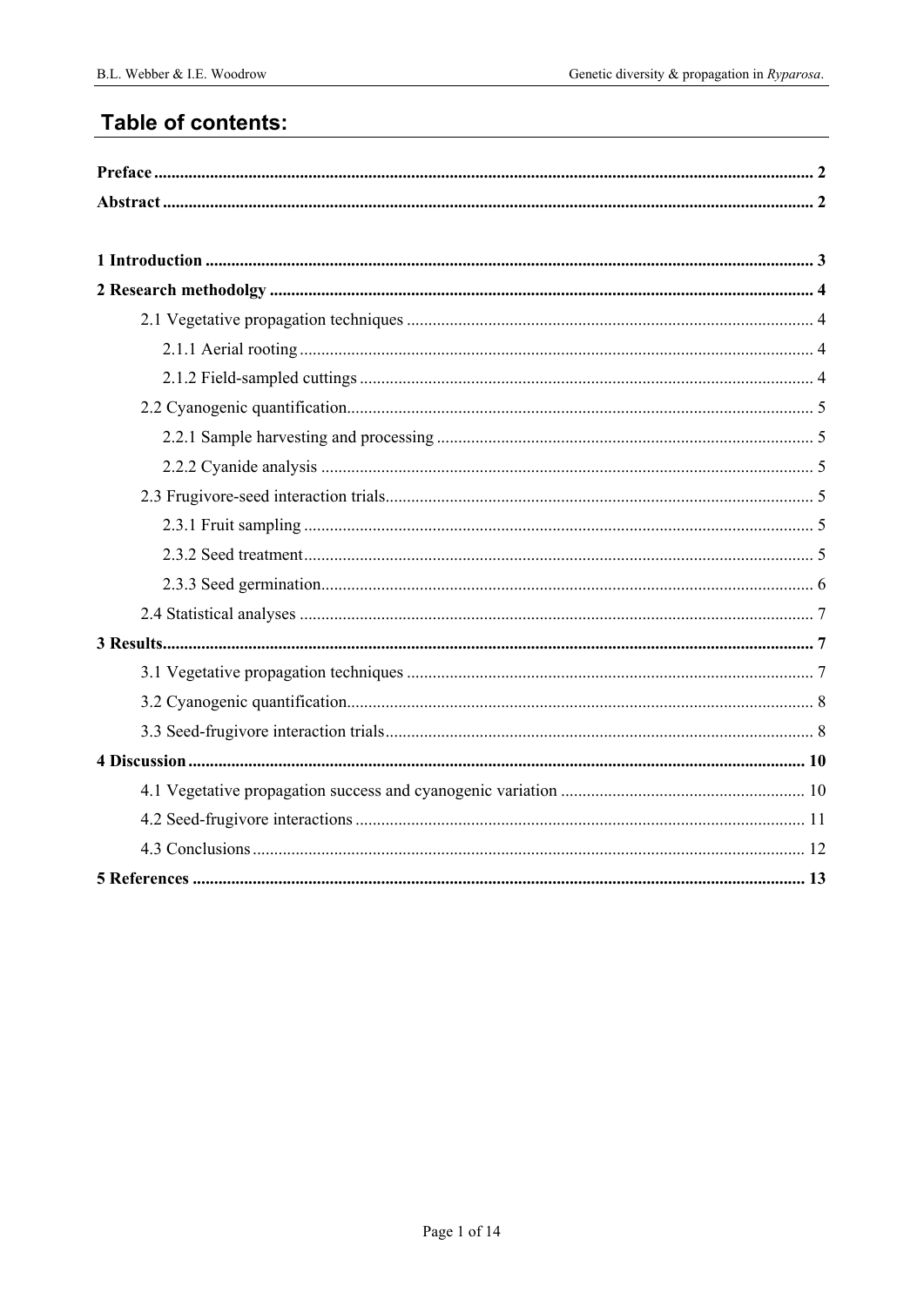# Table of contents:

**Preface** ........................................................................................................................................ **2**

**Abstract** ...................................................................................................................................... **2**

**1 Introduction** ............................................................................................................................ **3**

**2 Research methodolgy** ............................................................................................................. **4**

- 2.1 Vegetative propagation techniques .............................................................................................. 4
  - 2.1.1 Aerial rooting ....................................................................................................... 4
  - 2.1.2 Field-sampled cuttings ......................................................................................... 4
- 2.2 Cyanogenic quantification............................................................................................ 5
  - 2.2.1 Sample harvesting and processing ....................................................................... 5
  - 2.2.2 Cyanide analysis .................................................................................................. 5
- 2.3 Frugivore-seed interaction trials................................................................................... 5
  - 2.3.1 Fruit sampling ...................................................................................................... 5
  - 2.3.2 Seed treatment...................................................................................................... 5
  - 2.3.3 Seed germination.................................................................................................. 6
- 2.4 Statistical analyses ....................................................................................................... 7

**3 Results**...................................................................................................................................... **7**

- 3.1 Vegetative propagation techniques .............................................................................. 7
- 3.2 Cyanogenic quantification............................................................................................ 8
- 3.3 Seed-frugivore interaction trials................................................................................... 8

**4 Discussion** .............................................................................................................................. **10**

- 4.1 Vegetative propagation success and cyanogenic variation ......................................... 10
- 4.2 Seed-frugivore interactions ........................................................................................ 11
- 4.3 Conclusions ................................................................................................................ 12

**5 References** ............................................................................................................................. **13**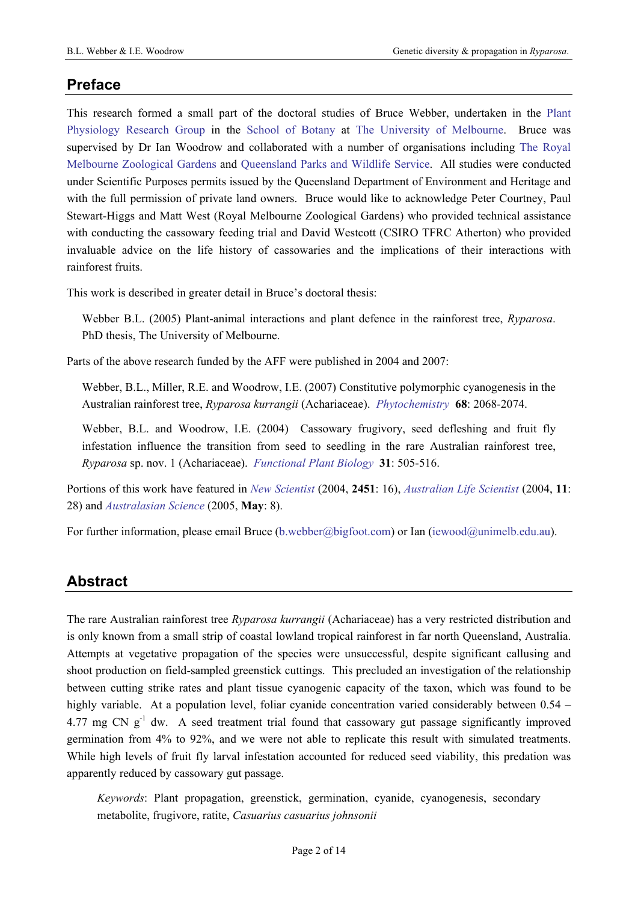## Preface

This research formed a small part of the doctoral studies of Bruce Webber, undertaken in the Plant Physiology Research Group in the School of Botany at The University of Melbourne. Bruce was supervised by Dr Ian Woodrow and collaborated with a number of organisations including The Royal Melbourne Zoological Gardens and Queensland Parks and Wildlife Service. All studies were conducted under Scientific Purposes permits issued by the Queensland Department of Environment and Heritage and with the full permission of private land owners. Bruce would like to acknowledge Peter Courtney, Paul Stewart-Higgs and Matt West (Royal Melbourne Zoological Gardens) who provided technical assistance with conducting the cassowary feeding trial and David Westcott (CSIRO TFRC Atherton) who provided invaluable advice on the life history of cassowaries and the implications of their interactions with rainforest fruits.

This work is described in greater detail in Bruce's doctoral thesis:

> Webber B.L. (2005) Plant-animal interactions and plant defence in the rainforest tree, *Ryparosa*. PhD thesis, The University of Melbourne.

Parts of the above research funded by the AFF were published in 2004 and 2007:

> Webber, B.L., Miller, R.E. and Woodrow, I.E. (2007) Constitutive polymorphic cyanogenesis in the Australian rainforest tree, *Ryparosa kurrangii* (Achariaceae). *Phytochemistry* **68**: 2068-2074.
>
> Webber, B.L. and Woodrow, I.E. (2004) Cassowary frugivory, seed defleshing and fruit fly infestation influence the transition from seed to seedling in the rare Australian rainforest tree, *Ryparosa* sp. nov. 1 (Achariaceae). *Functional Plant Biology* **31**: 505-516.

Portions of this work have featured in *New Scientist* (2004, **2451**: 16), *Australian Life Scientist* (2004, **11**: 28) and *Australasian Science* (2005, **May**: 8).

For further information, please email Bruce (b.webber@bigfoot.com) or Ian (iewood@unimelb.edu.au).

## Abstract

The rare Australian rainforest tree *Ryparosa kurrangii* (Achariaceae) has a very restricted distribution and is only known from a small strip of coastal lowland tropical rainforest in far north Queensland, Australia. Attempts at vegetative propagation of the species were unsuccessful, despite significant callusing and shoot production on field-sampled greenstick cuttings. This precluded an investigation of the relationship between cutting strike rates and plant tissue cyanogenic capacity of the taxon, which was found to be highly variable. At a population level, foliar cyanide concentration varied considerably between 0.54 – 4.77 mg CN $g^{-1}$ dw. A seed treatment trial found that cassowary gut passage significantly improved germination from 4% to 92%, and we were not able to replicate this result with simulated treatments. While high levels of fruit fly larval infestation accounted for reduced seed viability, this predation was apparently reduced by cassowary gut passage.

> *Keywords*: Plant propagation, greenstick, germination, cyanide, cyanogenesis, secondary metabolite, frugivore, ratite, *Casuarius casuarius johnsonii*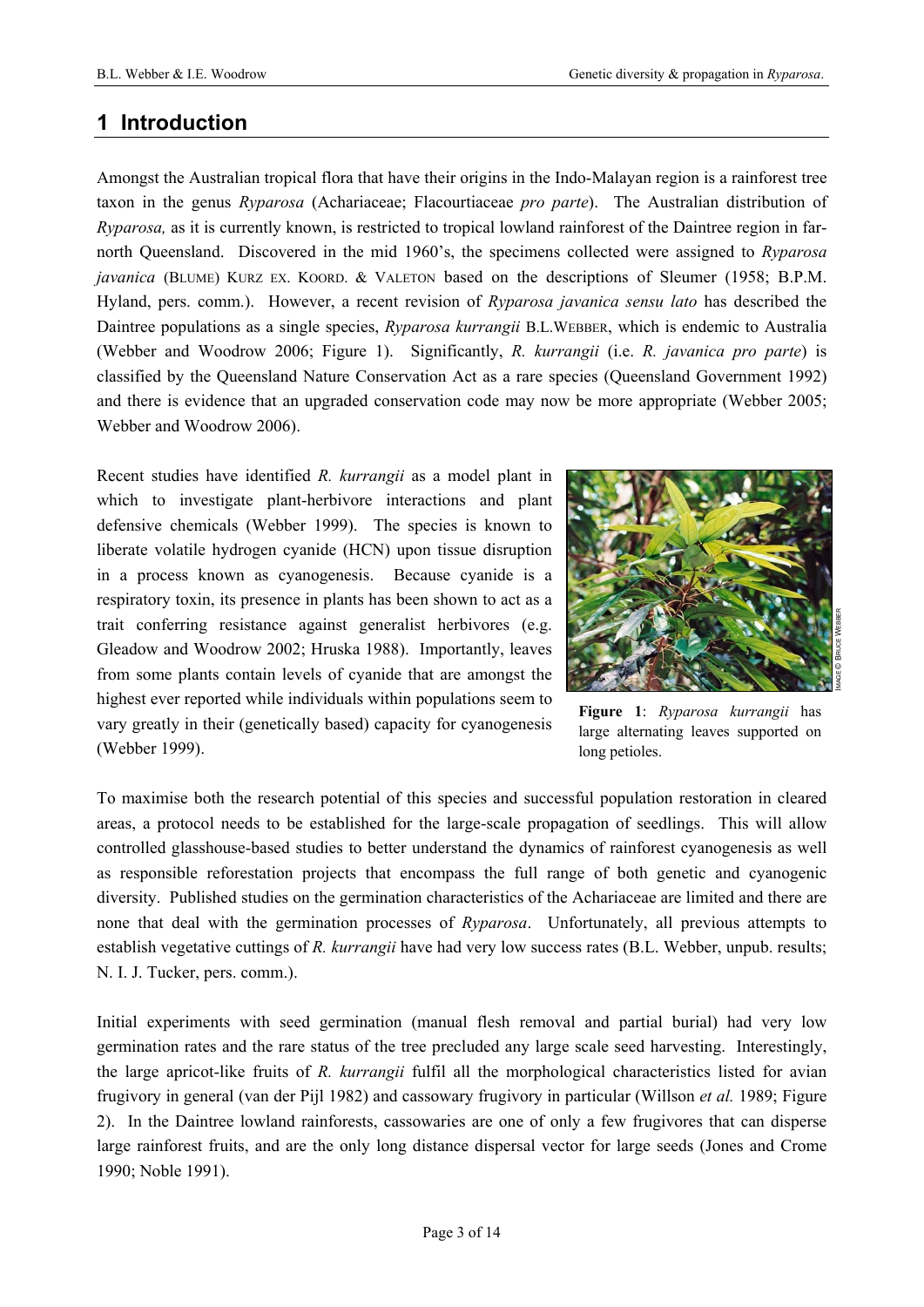## 1 Introduction

Amongst the Australian tropical flora that have their origins in the Indo-Malayan region is a rainforest tree taxon in the genus *Ryparosa* (Achariaceae; Flacourtiaceae *pro parte*). The Australian distribution of *Ryparosa,* as it is currently known, is restricted to tropical lowland rainforest of the Daintree region in far-north Queensland. Discovered in the mid 1960's, the specimens collected were assigned to *Ryparosa javanica* (BLUME) KURZ EX. KOORD. & VALETON based on the descriptions of Sleumer (1958; B.P.M. Hyland, pers. comm.). However, a recent revision of *Ryparosa javanica sensu lato* has described the Daintree populations as a single species, *Ryparosa kurrangii* B.L.WEBBER, which is endemic to Australia (Webber and Woodrow 2006; Figure 1). Significantly, *R. kurrangii* (i.e. *R. javanica pro parte*) is classified by the Queensland Nature Conservation Act as a rare species (Queensland Government 1992) and there is evidence that an upgraded conservation code may now be more appropriate (Webber 2005; Webber and Woodrow 2006).

Recent studies have identified *R. kurrangii* as a model plant in which to investigate plant-herbivore interactions and plant defensive chemicals (Webber 1999). The species is known to liberate volatile hydrogen cyanide (HCN) upon tissue disruption in a process known as cyanogenesis. Because cyanide is a respiratory toxin, its presence in plants has been shown to act as a trait conferring resistance against generalist herbivores (e.g. Gleadow and Woodrow 2002; Hruska 1988). Importantly, leaves from some plants contain levels of cyanide that are amongst the highest ever reported while individuals within populations seem to vary greatly in their (genetically based) capacity for cyanogenesis (Webber 1999).

IMAGE © BRUCE WEBBER

**Figure 1**: *Ryparosa kurrangii* has large alternating leaves supported on long petioles.

To maximise both the research potential of this species and successful population restoration in cleared areas, a protocol needs to be established for the large-scale propagation of seedlings. This will allow controlled glasshouse-based studies to better understand the dynamics of rainforest cyanogenesis as well as responsible reforestation projects that encompass the full range of both genetic and cyanogenic diversity. Published studies on the germination characteristics of the Achariaceae are limited and there are none that deal with the germination processes of *Ryparosa*. Unfortunately, all previous attempts to establish vegetative cuttings of *R. kurrangii* have had very low success rates (B.L. Webber, unpub. results; N. I. J. Tucker, pers. comm.).

Initial experiments with seed germination (manual flesh removal and partial burial) had very low germination rates and the rare status of the tree precluded any large scale seed harvesting. Interestingly, the large apricot-like fruits of *R. kurrangii* fulfil all the morphological characteristics listed for avian frugivory in general (van der Pijl 1982) and cassowary frugivory in particular (Willson *et al.* 1989; Figure 2). In the Daintree lowland rainforests, cassowaries are one of only a few frugivores that can disperse large rainforest fruits, and are the only long distance dispersal vector for large seeds (Jones and Crome 1990; Noble 1991).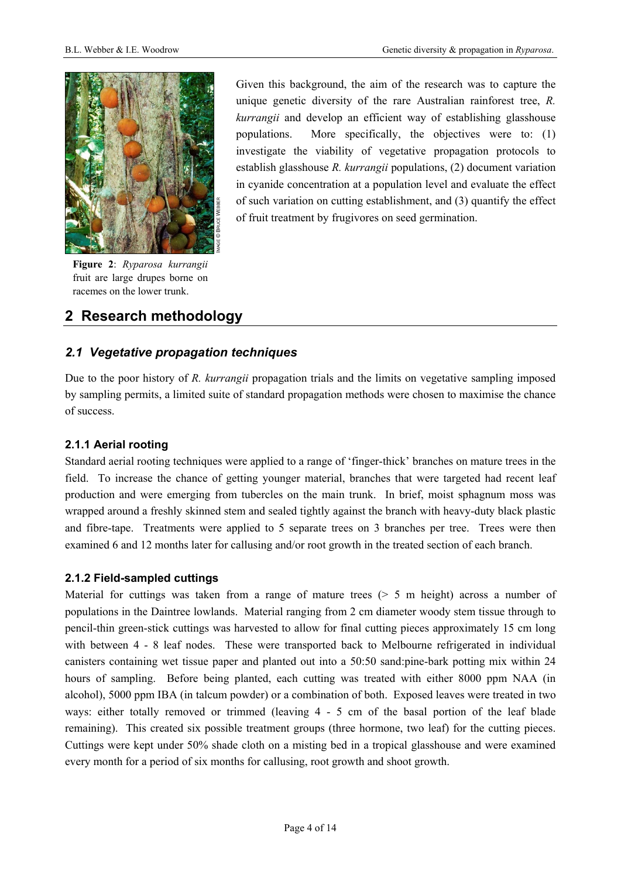**Figure 2**: *Ryparosa kurrangii* fruit are large drupes borne on racemes on the lower trunk.

Given this background, the aim of the research was to capture the unique genetic diversity of the rare Australian rainforest tree, *R. kurrangii* and develop an efficient way of establishing glasshouse populations. More specifically, the objectives were to: (1) investigate the viability of vegetative propagation protocols to establish glasshouse *R. kurrangii* populations, (2) document variation in cyanide concentration at a population level and evaluate the effect of such variation on cutting establishment, and (3) quantify the effect of fruit treatment by frugivores on seed germination.

## 2 Research methodology

### 2.1 Vegetative propagation techniques

Due to the poor history of *R. kurrangii* propagation trials and the limits on vegetative sampling imposed by sampling permits, a limited suite of standard propagation methods were chosen to maximise the chance of success.

#### 2.1.1 Aerial rooting

Standard aerial rooting techniques were applied to a range of 'finger-thick' branches on mature trees in the field. To increase the chance of getting younger material, branches that were targeted had recent leaf production and were emerging from tubercles on the main trunk. In brief, moist sphagnum moss was wrapped around a freshly skinned stem and sealed tightly against the branch with heavy-duty black plastic and fibre-tape. Treatments were applied to 5 separate trees on 3 branches per tree. Trees were then examined 6 and 12 months later for callusing and/or root growth in the treated section of each branch.

#### 2.1.2 Field-sampled cuttings

Material for cuttings was taken from a range of mature trees (> 5 m height) across a number of populations in the Daintree lowlands. Material ranging from 2 cm diameter woody stem tissue through to pencil-thin green-stick cuttings was harvested to allow for final cutting pieces approximately 15 cm long with between 4 - 8 leaf nodes. These were transported back to Melbourne refrigerated in individual canisters containing wet tissue paper and planted out into a 50:50 sand:pine-bark potting mix within 24 hours of sampling. Before being planted, each cutting was treated with either 8000 ppm NAA (in alcohol), 5000 ppm IBA (in talcum powder) or a combination of both. Exposed leaves were treated in two ways: either totally removed or trimmed (leaving 4 - 5 cm of the basal portion of the leaf blade remaining). This created six possible treatment groups (three hormone, two leaf) for the cutting pieces. Cuttings were kept under 50% shade cloth on a misting bed in a tropical glasshouse and were examined every month for a period of six months for callusing, root growth and shoot growth.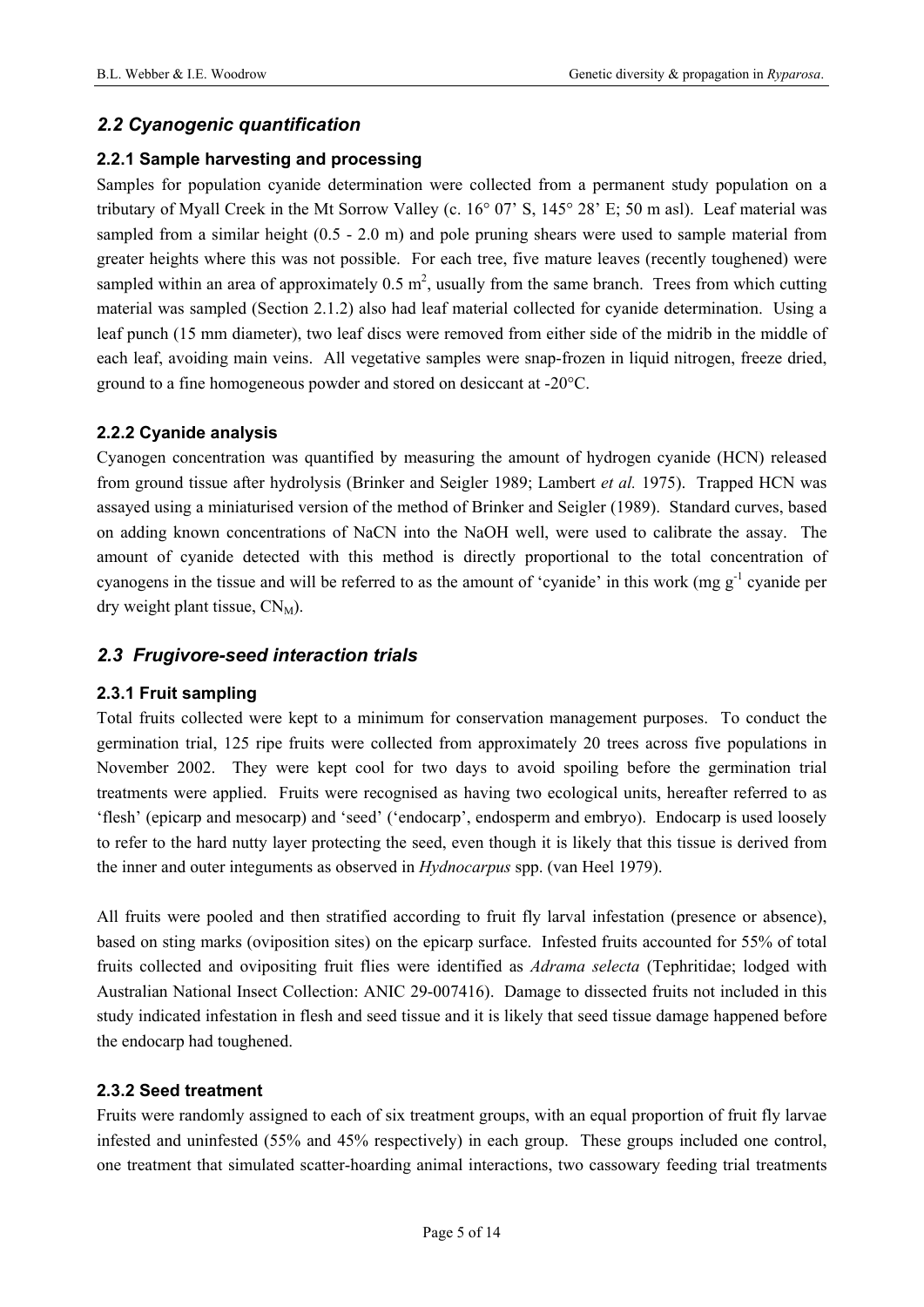## *2.2 Cyanogenic quantification*

### 2.2.1 Sample harvesting and processing

Samples for population cyanide determination were collected from a permanent study population on a tributary of Myall Creek in the Mt Sorrow Valley (c. 16° 07' S, 145° 28' E; 50 m asl). Leaf material was sampled from a similar height (0.5 - 2.0 m) and pole pruning shears were used to sample material from greater heights where this was not possible. For each tree, five mature leaves (recently toughened) were sampled within an area of approximately 0.5 $m^2$, usually from the same branch. Trees from which cutting material was sampled (Section 2.1.2) also had leaf material collected for cyanide determination. Using a leaf punch (15 mm diameter), two leaf discs were removed from either side of the midrib in the middle of each leaf, avoiding main veins. All vegetative samples were snap-frozen in liquid nitrogen, freeze dried, ground to a fine homogeneous powder and stored on desiccant at -20°C.

### 2.2.2 Cyanide analysis

Cyanogen concentration was quantified by measuring the amount of hydrogen cyanide (HCN) released from ground tissue after hydrolysis (Brinker and Seigler 1989; Lambert *et al.* 1975). Trapped HCN was assayed using a miniaturised version of the method of Brinker and Seigler (1989). Standard curves, based on adding known concentrations of NaCN into the NaOH well, were used to calibrate the assay. The amount of cyanide detected with this method is directly proportional to the total concentration of cyanogens in the tissue and will be referred to as the amount of 'cyanide' in this work (mg $g^{-1}$ cyanide per dry weight plant tissue, $CN_M$).

## *2.3 Frugivore-seed interaction trials*

### 2.3.1 Fruit sampling

Total fruits collected were kept to a minimum for conservation management purposes. To conduct the germination trial, 125 ripe fruits were collected from approximately 20 trees across five populations in November 2002. They were kept cool for two days to avoid spoiling before the germination trial treatments were applied. Fruits were recognised as having two ecological units, hereafter referred to as 'flesh' (epicarp and mesocarp) and 'seed' ('endocarp', endosperm and embryo). Endocarp is used loosely to refer to the hard nutty layer protecting the seed, even though it is likely that this tissue is derived from the inner and outer integuments as observed in *Hydnocarpus* spp. (van Heel 1979).

All fruits were pooled and then stratified according to fruit fly larval infestation (presence or absence), based on sting marks (oviposition sites) on the epicarp surface. Infested fruits accounted for 55% of total fruits collected and ovipositing fruit flies were identified as *Adrama selecta* (Tephritidae; lodged with Australian National Insect Collection: ANIC 29-007416). Damage to dissected fruits not included in this study indicated infestation in flesh and seed tissue and it is likely that seed tissue damage happened before the endocarp had toughened.

### 2.3.2 Seed treatment

Fruits were randomly assigned to each of six treatment groups, with an equal proportion of fruit fly larvae infested and uninfested (55% and 45% respectively) in each group. These groups included one control, one treatment that simulated scatter-hoarding animal interactions, two cassowary feeding trial treatments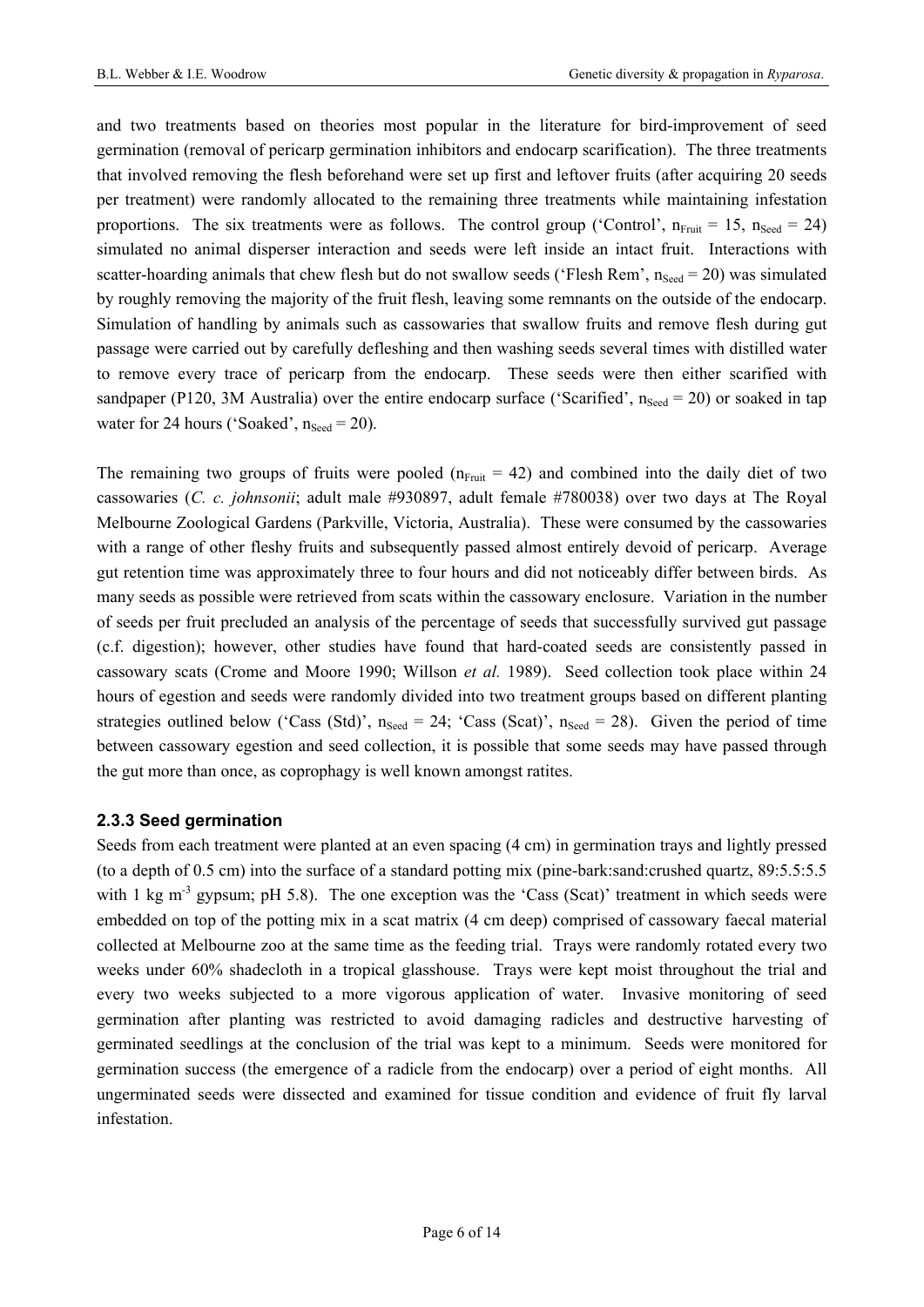and two treatments based on theories most popular in the literature for bird-improvement of seed germination (removal of pericarp germination inhibitors and endocarp scarification). The three treatments that involved removing the flesh beforehand were set up first and leftover fruits (after acquiring 20 seeds per treatment) were randomly allocated to the remaining three treatments while maintaining infestation proportions. The six treatments were as follows. The control group ('Control', $n_{Fruit} = 15$, $n_{Seed} = 24$) simulated no animal disperser interaction and seeds were left inside an intact fruit. Interactions with scatter-hoarding animals that chew flesh but do not swallow seeds ('Flesh Rem', $n_{Seed} = 20$) was simulated by roughly removing the majority of the fruit flesh, leaving some remnants on the outside of the endocarp. Simulation of handling by animals such as cassowaries that swallow fruits and remove flesh during gut passage were carried out by carefully defleshing and then washing seeds several times with distilled water to remove every trace of pericarp from the endocarp. These seeds were then either scarified with sandpaper (P120, 3M Australia) over the entire endocarp surface ('Scarified', $n_{Seed} = 20$) or soaked in tap water for 24 hours ('Soaked', $n_{Seed} = 20$).

The remaining two groups of fruits were pooled ($n_{Fruit} = 42$) and combined into the daily diet of two cassowaries (*C. c. johnsonii*; adult male #930897, adult female #780038) over two days at The Royal Melbourne Zoological Gardens (Parkville, Victoria, Australia). These were consumed by the cassowaries with a range of other fleshy fruits and subsequently passed almost entirely devoid of pericarp. Average gut retention time was approximately three to four hours and did not noticeably differ between birds. As many seeds as possible were retrieved from scats within the cassowary enclosure. Variation in the number of seeds per fruit precluded an analysis of the percentage of seeds that successfully survived gut passage (c.f. digestion); however, other studies have found that hard-coated seeds are consistently passed in cassowary scats (Crome and Moore 1990; Willson *et al.* 1989). Seed collection took place within 24 hours of egestion and seeds were randomly divided into two treatment groups based on different planting strategies outlined below ('Cass (Std)', $n_{Seed} = 24$; 'Cass (Scat)', $n_{Seed} = 28$). Given the period of time between cassowary egestion and seed collection, it is possible that some seeds may have passed through the gut more than once, as coprophagy is well known amongst ratites.

### 2.3.3 Seed germination

Seeds from each treatment were planted at an even spacing (4 cm) in germination trays and lightly pressed (to a depth of 0.5 cm) into the surface of a standard potting mix (pine-bark:sand:crushed quartz, 89:5.5:5.5 with 1 kg $m^{-3}$ gypsum; pH 5.8). The one exception was the 'Cass (Scat)' treatment in which seeds were embedded on top of the potting mix in a scat matrix (4 cm deep) comprised of cassowary faecal material collected at Melbourne zoo at the same time as the feeding trial. Trays were randomly rotated every two weeks under 60% shadecloth in a tropical glasshouse. Trays were kept moist throughout the trial and every two weeks subjected to a more vigorous application of water. Invasive monitoring of seed germination after planting was restricted to avoid damaging radicles and destructive harvesting of germinated seedlings at the conclusion of the trial was kept to a minimum. Seeds were monitored for germination success (the emergence of a radicle from the endocarp) over a period of eight months. All ungerminated seeds were dissected and examined for tissue condition and evidence of fruit fly larval infestation.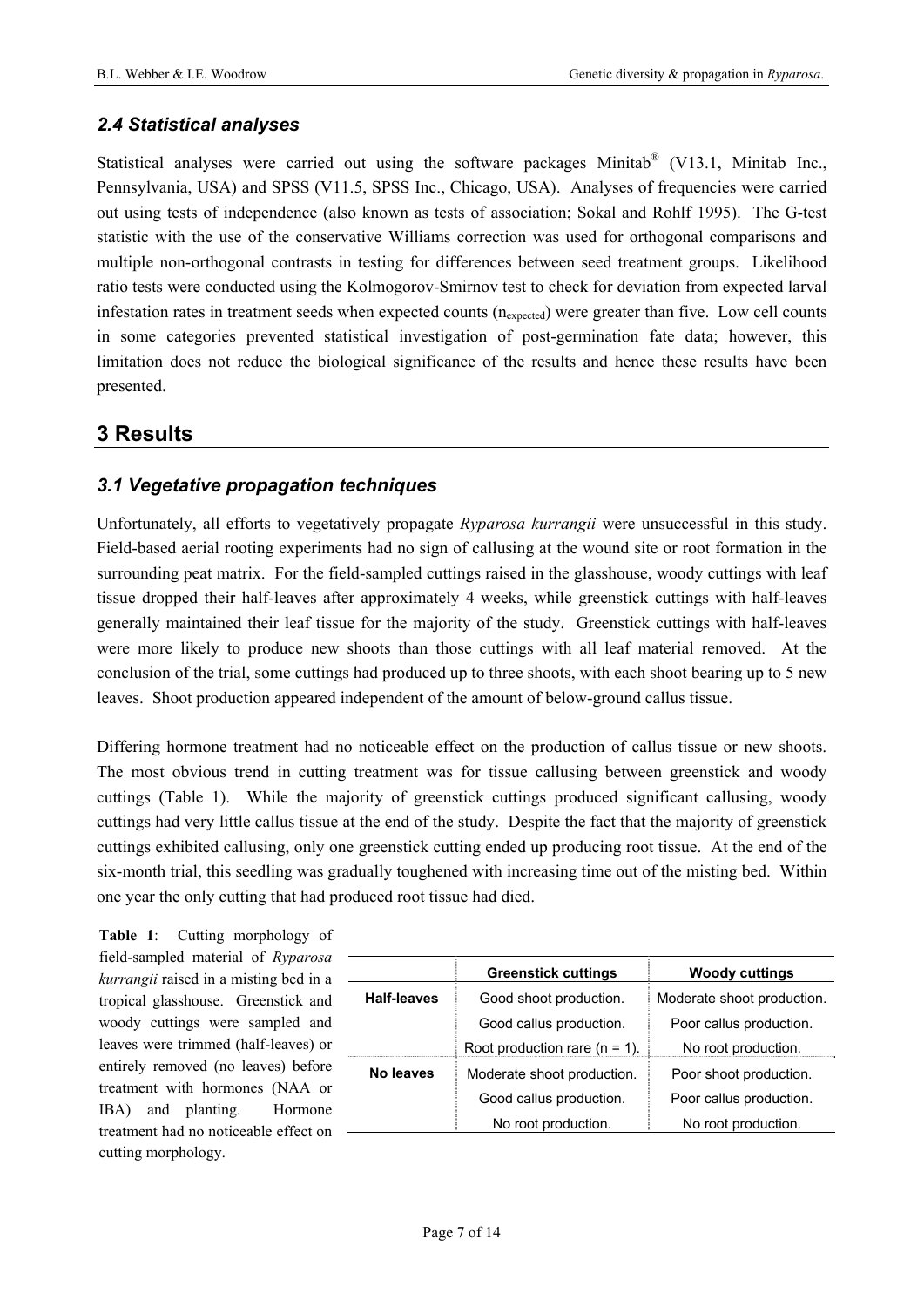### 2.4 Statistical analyses

Statistical analyses were carried out using the software packages Minitab® (V13.1, Minitab Inc., Pennsylvania, USA) and SPSS (V11.5, SPSS Inc., Chicago, USA). Analyses of frequencies were carried out using tests of independence (also known as tests of association; Sokal and Rohlf 1995). The G-test statistic with the use of the conservative Williams correction was used for orthogonal comparisons and multiple non-orthogonal contrasts in testing for differences between seed treatment groups. Likelihood ratio tests were conducted using the Kolmogorov-Smirnov test to check for deviation from expected larval infestation rates in treatment seeds when expected counts ($n_{expected}$) were greater than five. Low cell counts in some categories prevented statistical investigation of post-germination fate data; however, this limitation does not reduce the biological significance of the results and hence these results have been presented.

## 3 Results

### 3.1 Vegetative propagation techniques

Unfortunately, all efforts to vegetatively propagate *Ryparosa kurrangii* were unsuccessful in this study. Field-based aerial rooting experiments had no sign of callusing at the wound site or root formation in the surrounding peat matrix. For the field-sampled cuttings raised in the glasshouse, woody cuttings with leaf tissue dropped their half-leaves after approximately 4 weeks, while greenstick cuttings with half-leaves generally maintained their leaf tissue for the majority of the study. Greenstick cuttings with half-leaves were more likely to produce new shoots than those cuttings with all leaf material removed. At the conclusion of the trial, some cuttings had produced up to three shoots, with each shoot bearing up to 5 new leaves. Shoot production appeared independent of the amount of below-ground callus tissue.

Differing hormone treatment had no noticeable effect on the production of callus tissue or new shoots. The most obvious trend in cutting treatment was for tissue callusing between greenstick and woody cuttings (Table 1). While the majority of greenstick cuttings produced significant callusing, woody cuttings had very little callus tissue at the end of the study. Despite the fact that the majority of greenstick cuttings exhibited callusing, only one greenstick cutting ended up producing root tissue. At the end of the six-month trial, this seedling was gradually toughened with increasing time out of the misting bed. Within one year the only cutting that had produced root tissue had died.

**Table 1**: Cutting morphology of field-sampled material of *Ryparosa kurrangii* raised in a misting bed in a tropical glasshouse. Greenstick and woody cuttings were sampled and leaves were trimmed (half-leaves) or entirely removed (no leaves) before treatment with hormones (NAA or IBA) and planting. Hormone treatment had no noticeable effect on cutting morphology.

| | **Greenstick cuttings** | **Woody cuttings** |
|---|---|---|
| **Half-leaves** | Good shoot production. | Moderate shoot production. |
| | Good callus production. | Poor callus production. |
| | Root production rare (n = 1). | No root production. |
| **No leaves** | Moderate shoot production. | Poor shoot production. |
| | Good callus production. | Poor callus production. |
| | No root production. | No root production. |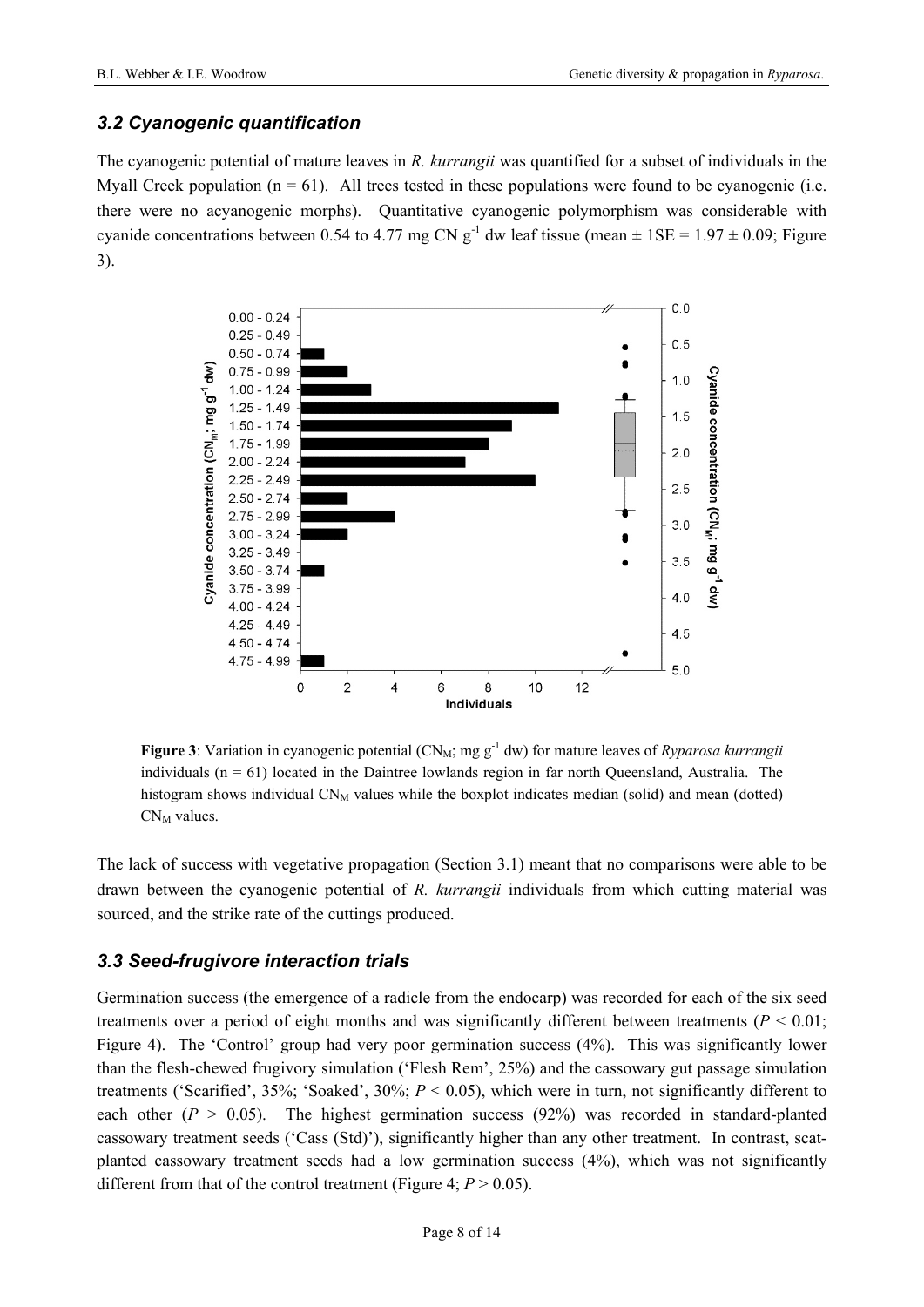### *3.2 Cyanogenic quantification*

The cyanogenic potential of mature leaves in *R. kurrangii* was quantified for a subset of individuals in the Myall Creek population (n = 61). All trees tested in these populations were found to be cyanogenic (i.e. there were no acyanogenic morphs). Quantitative cyanogenic polymorphism was considerable with cyanide concentrations between 0.54 to 4.77 mg CN $g^{-1}$ dw leaf tissue (mean ± 1SE = 1.97 ± 0.09; Figure 3).

**Figure 3**: Variation in cyanogenic potential ($CN_M$; mg $g^{-1}$ dw) for mature leaves of *Ryparosa kurrangii* individuals (n = 61) located in the Daintree lowlands region in far north Queensland, Australia. The histogram shows individual $CN_M$ values while the boxplot indicates median (solid) and mean (dotted) $CN_M$ values.

The lack of success with vegetative propagation (Section 3.1) meant that no comparisons were able to be drawn between the cyanogenic potential of *R. kurrangii* individuals from which cutting material was sourced, and the strike rate of the cuttings produced.

### *3.3 Seed-frugivore interaction trials*

Germination success (the emergence of a radicle from the endocarp) was recorded for each of the six seed treatments over a period of eight months and was significantly different between treatments ($P < 0.01$; Figure 4). The 'Control' group had very poor germination success (4%). This was significantly lower than the flesh-chewed frugivory simulation ('Flesh Rem', 25%) and the cassowary gut passage simulation treatments ('Scarified', 35%; 'Soaked', 30%; $P < 0.05$), which were in turn, not significantly different to each other ($P > 0.05$). The highest germination success (92%) was recorded in standard-planted cassowary treatment seeds ('Cass (Std)'), significantly higher than any other treatment. In contrast, scat-planted cassowary treatment seeds had a low germination success (4%), which was not significantly different from that of the control treatment (Figure 4; $P > 0.05$).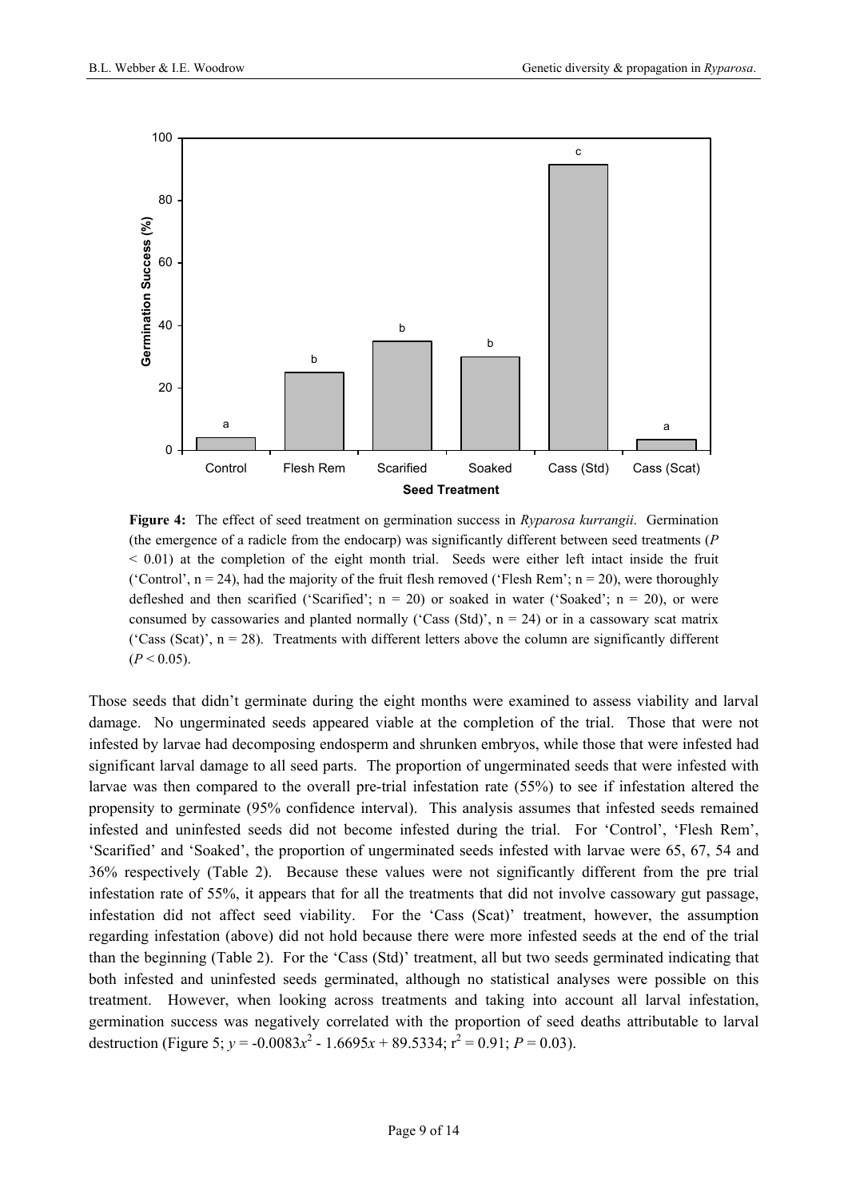**Figure 4:** The effect of seed treatment on germination success in *Ryparosa kurrangii*. Germination (the emergence of a radicle from the endocarp) was significantly different between seed treatments ($P < 0.01$) at the completion of the eight month trial. Seeds were either left intact inside the fruit ('Control', n = 24), had the majority of the fruit flesh removed ('Flesh Rem'; n = 20), were thoroughly defleshed and then scarified ('Scarified'; n = 20) or soaked in water ('Soaked'; n = 20), or were consumed by cassowaries and planted normally ('Cass (Std)', n = 24) or in a cassowary scat matrix ('Cass (Scat)', n = 28). Treatments with different letters above the column are significantly different ($P < 0.05$).

Those seeds that didn't germinate during the eight months were examined to assess viability and larval damage. No ungerminated seeds appeared viable at the completion of the trial. Those that were not infested by larvae had decomposing endosperm and shrunken embryos, while those that were infested had significant larval damage to all seed parts. The proportion of ungerminated seeds that were infested with larvae was then compared to the overall pre-trial infestation rate (55%) to see if infestation altered the propensity to germinate (95% confidence interval). This analysis assumes that infested seeds remained infested and uninfested seeds did not become infested during the trial. For 'Control', 'Flesh Rem', 'Scarified' and 'Soaked', the proportion of ungerminated seeds infested with larvae were 65, 67, 54 and 36% respectively (Table 2). Because these values were not significantly different from the pre trial infestation rate of 55%, it appears that for all the treatments that did not involve cassowary gut passage, infestation did not affect seed viability. For the 'Cass (Scat)' treatment, however, the assumption regarding infestation (above) did not hold because there were more infested seeds at the end of the trial than the beginning (Table 2). For the 'Cass (Std)' treatment, all but two seeds germinated indicating that both infested and uninfested seeds germinated, although no statistical analyses were possible on this treatment. However, when looking across treatments and taking into account all larval infestation, germination success was negatively correlated with the proportion of seed deaths attributable to larval destruction (Figure 5; $y = -0.0083x^2 - 1.6695x + 89.5334$; $r^2 = 0.91$; $P = 0.03$).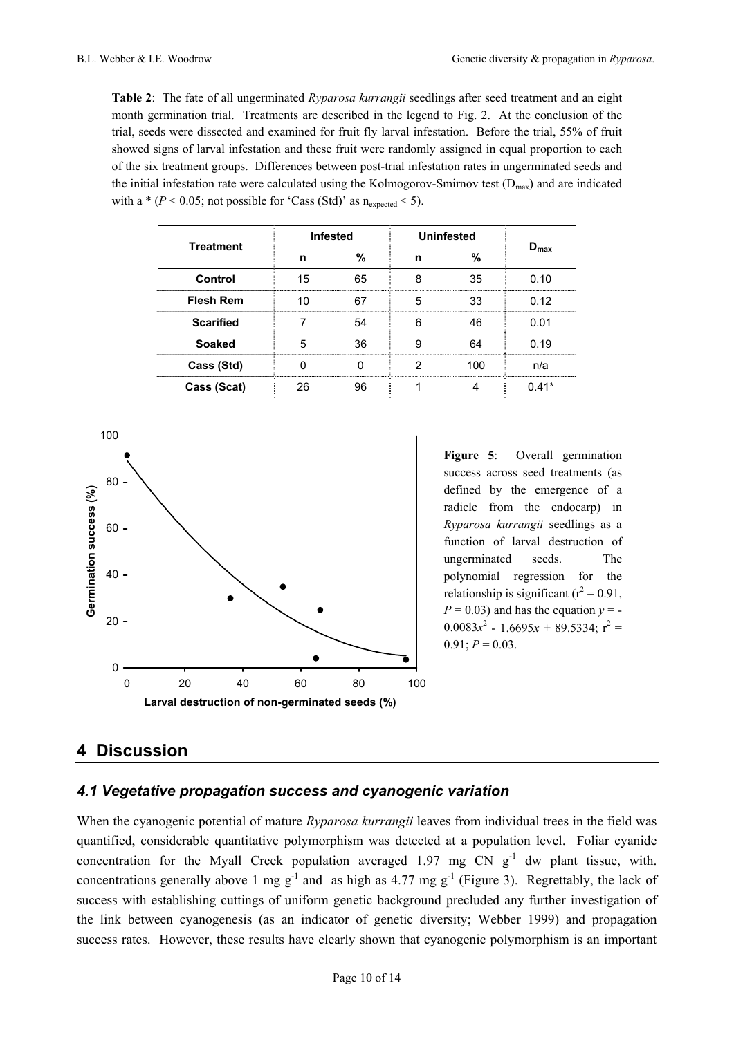**Table 2**: The fate of all ungerminated *Ryparosa kurrangii* seedlings after seed treatment and an eight month germination trial. Treatments are described in the legend to Fig. 2. At the conclusion of the trial, seeds were dissected and examined for fruit fly larval infestation. Before the trial, 55% of fruit showed signs of larval infestation and these fruit were randomly assigned in equal proportion to each of the six treatment groups. Differences between post-trial infestation rates in ungerminated seeds and the initial infestation rate were calculated using the Kolmogorov-Smirnov test ($D_{max}$) and are indicated with a * ($P < 0.05$; not possible for 'Cass (Std)' as $n_{expected} < 5$).

| Treatment | Infested | | Uninfested | | $D_{max}$ |
|---|---|---|---|---|---|
| | n | % | n | % | |
| **Control** | 15 | 65 | 8 | 35 | 0.10 |
| **Flesh Rem** | 10 | 67 | 5 | 33 | 0.12 |
| **Scarified** | 7 | 54 | 6 | 46 | 0.01 |
| **Soaked** | 5 | 36 | 9 | 64 | 0.19 |
| **Cass (Std)** | 0 | 0 | 2 | 100 | n/a |
| **Cass (Scat)** | 26 | 96 | 1 | 4 | 0.41* |

**Figure 5**: Overall germination success across seed treatments (as defined by the emergence of a radicle from the endocarp) in *Ryparosa kurrangii* seedlings as a function of larval destruction of ungerminated seeds. The polynomial regression for the relationship is significant ($r^2 = 0.91$, $P = 0.03$) and has the equation $y = -0.0083x^2 - 1.6695x + 89.5334$; $r^2 = 0.91$; $P = 0.03$.

# 4 Discussion

## *4.1 Vegetative propagation success and cyanogenic variation*

When the cyanogenic potential of mature *Ryparosa kurrangii* leaves from individual trees in the field was quantified, considerable quantitative polymorphism was detected at a population level. Foliar cyanide concentration for the Myall Creek population averaged 1.97 mg CN $g^{-1}$ dw plant tissue, with. concentrations generally above 1 mg $g^{-1}$ and as high as 4.77 mg $g^{-1}$ (Figure 3). Regrettably, the lack of success with establishing cuttings of uniform genetic background precluded any further investigation of the link between cyanogenesis (as an indicator of genetic diversity; Webber 1999) and propagation success rates. However, these results have clearly shown that cyanogenic polymorphism is an important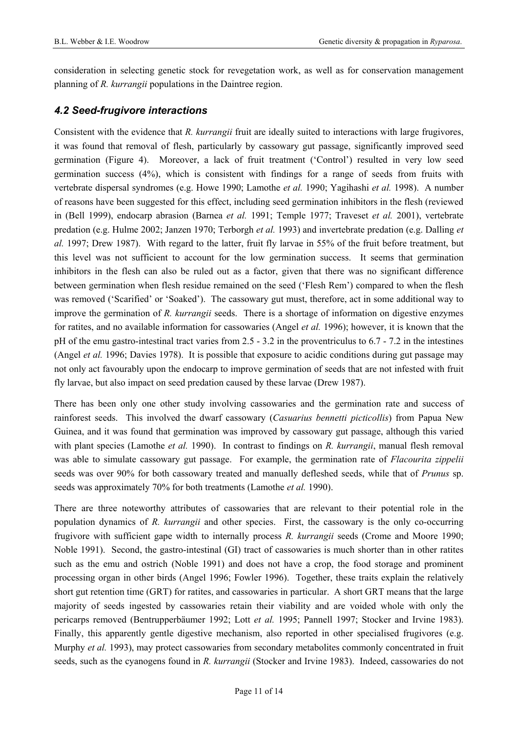consideration in selecting genetic stock for revegetation work, as well as for conservation management planning of *R. kurrangii* populations in the Daintree region.

### *4.2 Seed-frugivore interactions*

Consistent with the evidence that *R. kurrangii* fruit are ideally suited to interactions with large frugivores, it was found that removal of flesh, particularly by cassowary gut passage, significantly improved seed germination (Figure 4). Moreover, a lack of fruit treatment ('Control') resulted in very low seed germination success (4%), which is consistent with findings for a range of seeds from fruits with vertebrate dispersal syndromes (e.g. Howe 1990; Lamothe *et al.* 1990; Yagihashi *et al.* 1998). A number of reasons have been suggested for this effect, including seed germination inhibitors in the flesh (reviewed in (Bell 1999), endocarp abrasion (Barnea *et al.* 1991; Temple 1977; Traveset *et al.* 2001), vertebrate predation (e.g. Hulme 2002; Janzen 1970; Terborgh *et al.* 1993) and invertebrate predation (e.g. Dalling *et al.* 1997; Drew 1987). With regard to the latter, fruit fly larvae in 55% of the fruit before treatment, but this level was not sufficient to account for the low germination success. It seems that germination inhibitors in the flesh can also be ruled out as a factor, given that there was no significant difference between germination when flesh residue remained on the seed ('Flesh Rem') compared to when the flesh was removed ('Scarified' or 'Soaked'). The cassowary gut must, therefore, act in some additional way to improve the germination of *R. kurrangii* seeds. There is a shortage of information on digestive enzymes for ratites, and no available information for cassowaries (Angel *et al.* 1996); however, it is known that the pH of the emu gastro-intestinal tract varies from 2.5 - 3.2 in the proventriculus to 6.7 - 7.2 in the intestines (Angel *et al.* 1996; Davies 1978). It is possible that exposure to acidic conditions during gut passage may not only act favourably upon the endocarp to improve germination of seeds that are not infested with fruit fly larvae, but also impact on seed predation caused by these larvae (Drew 1987).

There has been only one other study involving cassowaries and the germination rate and success of rainforest seeds. This involved the dwarf cassowary (*Casuarius bennetti picticollis*) from Papua New Guinea, and it was found that germination was improved by cassowary gut passage, although this varied with plant species (Lamothe *et al.* 1990). In contrast to findings on *R. kurrangii*, manual flesh removal was able to simulate cassowary gut passage. For example, the germination rate of *Flacourita zippelii* seeds was over 90% for both cassowary treated and manually defleshed seeds, while that of *Prunus* sp. seeds was approximately 70% for both treatments (Lamothe *et al.* 1990).

There are three noteworthy attributes of cassowaries that are relevant to their potential role in the population dynamics of *R. kurrangii* and other species. First, the cassowary is the only co-occurring frugivore with sufficient gape width to internally process *R. kurrangii* seeds (Crome and Moore 1990; Noble 1991). Second, the gastro-intestinal (GI) tract of cassowaries is much shorter than in other ratites such as the emu and ostrich (Noble 1991) and does not have a crop, the food storage and prominent processing organ in other birds (Angel 1996; Fowler 1996). Together, these traits explain the relatively short gut retention time (GRT) for ratites, and cassowaries in particular. A short GRT means that the large majority of seeds ingested by cassowaries retain their viability and are voided whole with only the pericarps removed (Bentrupperbäumer 1992; Lott *et al.* 1995; Pannell 1997; Stocker and Irvine 1983). Finally, this apparently gentle digestive mechanism, also reported in other specialised frugivores (e.g. Murphy *et al.* 1993), may protect cassowaries from secondary metabolites commonly concentrated in fruit seeds, such as the cyanogens found in *R. kurrangii* (Stocker and Irvine 1983). Indeed, cassowaries do not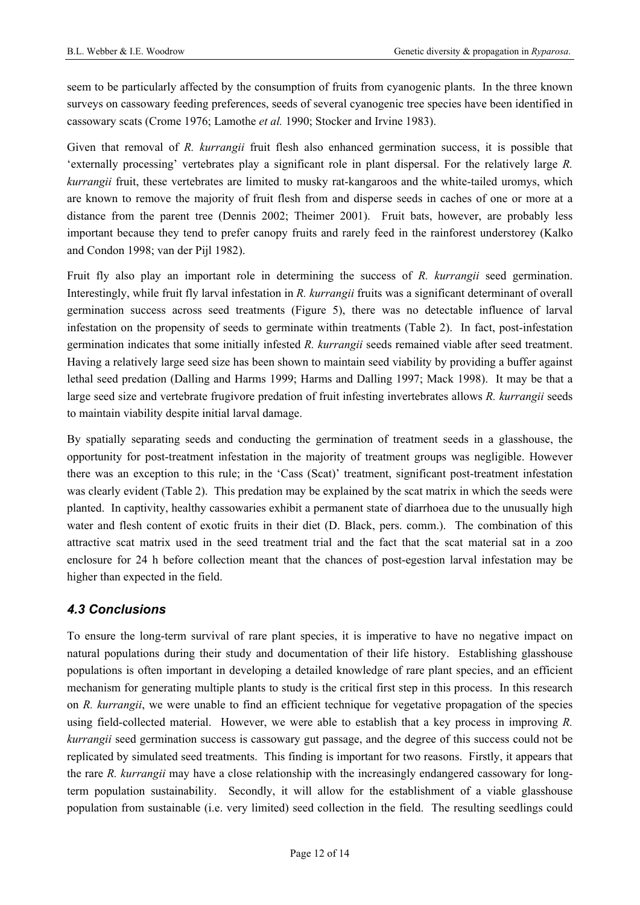seem to be particularly affected by the consumption of fruits from cyanogenic plants. In the three known surveys on cassowary feeding preferences, seeds of several cyanogenic tree species have been identified in cassowary scats (Crome 1976; Lamothe *et al.* 1990; Stocker and Irvine 1983).

Given that removal of *R. kurrangii* fruit flesh also enhanced germination success, it is possible that 'externally processing' vertebrates play a significant role in plant dispersal. For the relatively large *R. kurrangii* fruit, these vertebrates are limited to musky rat-kangaroos and the white-tailed uromys, which are known to remove the majority of fruit flesh from and disperse seeds in caches of one or more at a distance from the parent tree (Dennis 2002; Theimer 2001). Fruit bats, however, are probably less important because they tend to prefer canopy fruits and rarely feed in the rainforest understorey (Kalko and Condon 1998; van der Pijl 1982).

Fruit fly also play an important role in determining the success of *R. kurrangii* seed germination. Interestingly, while fruit fly larval infestation in *R. kurrangii* fruits was a significant determinant of overall germination success across seed treatments (Figure 5), there was no detectable influence of larval infestation on the propensity of seeds to germinate within treatments (Table 2). In fact, post-infestation germination indicates that some initially infested *R. kurrangii* seeds remained viable after seed treatment. Having a relatively large seed size has been shown to maintain seed viability by providing a buffer against lethal seed predation (Dalling and Harms 1999; Harms and Dalling 1997; Mack 1998). It may be that a large seed size and vertebrate frugivore predation of fruit infesting invertebrates allows *R. kurrangii* seeds to maintain viability despite initial larval damage.

By spatially separating seeds and conducting the germination of treatment seeds in a glasshouse, the opportunity for post-treatment infestation in the majority of treatment groups was negligible. However there was an exception to this rule; in the 'Cass (Scat)' treatment, significant post-treatment infestation was clearly evident (Table 2). This predation may be explained by the scat matrix in which the seeds were planted. In captivity, healthy cassowaries exhibit a permanent state of diarrhoea due to the unusually high water and flesh content of exotic fruits in their diet (D. Black, pers. comm.). The combination of this attractive scat matrix used in the seed treatment trial and the fact that the scat material sat in a zoo enclosure for 24 h before collection meant that the chances of post-egestion larval infestation may be higher than expected in the field.

### *4.3 Conclusions*

To ensure the long-term survival of rare plant species, it is imperative to have no negative impact on natural populations during their study and documentation of their life history. Establishing glasshouse populations is often important in developing a detailed knowledge of rare plant species, and an efficient mechanism for generating multiple plants to study is the critical first step in this process. In this research on *R. kurrangii*, we were unable to find an efficient technique for vegetative propagation of the species using field-collected material. However, we were able to establish that a key process in improving *R. kurrangii* seed germination success is cassowary gut passage, and the degree of this success could not be replicated by simulated seed treatments. This finding is important for two reasons. Firstly, it appears that the rare *R. kurrangii* may have a close relationship with the increasingly endangered cassowary for long-term population sustainability. Secondly, it will allow for the establishment of a viable glasshouse population from sustainable (i.e. very limited) seed collection in the field. The resulting seedlings could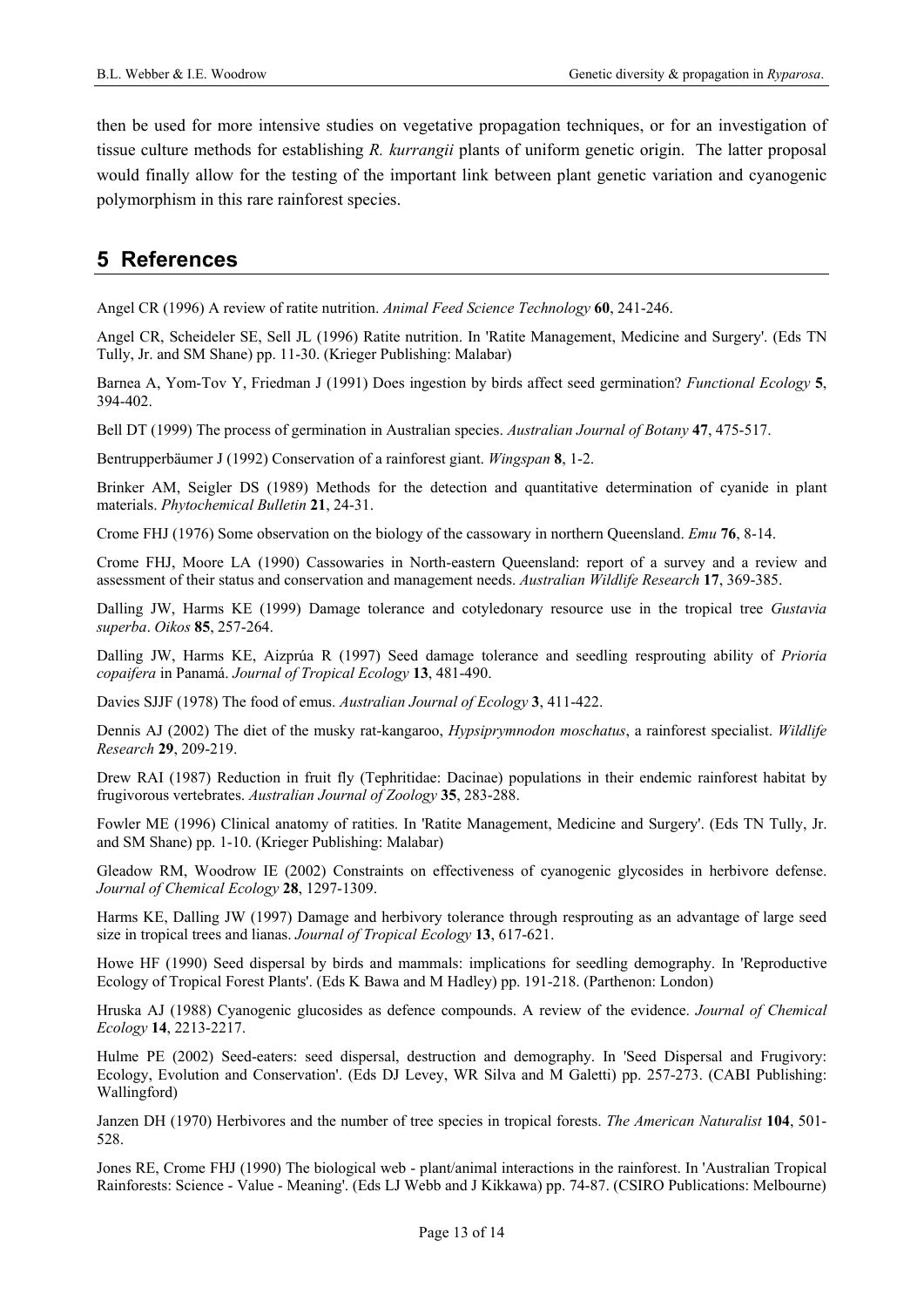then be used for more intensive studies on vegetative propagation techniques, or for an investigation of tissue culture methods for establishing *R. kurrangii* plants of uniform genetic origin. The latter proposal would finally allow for the testing of the important link between plant genetic variation and cyanogenic polymorphism in this rare rainforest species.

## 5 References

Angel CR (1996) A review of ratite nutrition. *Animal Feed Science Technology* **60**, 241-246.

Angel CR, Scheideler SE, Sell JL (1996) Ratite nutrition. In 'Ratite Management, Medicine and Surgery'. (Eds TN Tully, Jr. and SM Shane) pp. 11-30. (Krieger Publishing: Malabar)

Barnea A, Yom-Tov Y, Friedman J (1991) Does ingestion by birds affect seed germination? *Functional Ecology* **5**, 394-402.

Bell DT (1999) The process of germination in Australian species. *Australian Journal of Botany* **47**, 475-517.

Bentrupperbäumer J (1992) Conservation of a rainforest giant. *Wingspan* **8**, 1-2.

Brinker AM, Seigler DS (1989) Methods for the detection and quantitative determination of cyanide in plant materials. *Phytochemical Bulletin* **21**, 24-31.

Crome FHJ (1976) Some observation on the biology of the cassowary in northern Queensland. *Emu* **76**, 8-14.

Crome FHJ, Moore LA (1990) Cassowaries in North-eastern Queensland: report of a survey and a review and assessment of their status and conservation and management needs. *Australian Wildlife Research* **17**, 369-385.

Dalling JW, Harms KE (1999) Damage tolerance and cotyledonary resource use in the tropical tree *Gustavia superba*. *Oikos* **85**, 257-264.

Dalling JW, Harms KE, Aizprúa R (1997) Seed damage tolerance and seedling resprouting ability of *Prioria copaifera* in Panamá. *Journal of Tropical Ecology* **13**, 481-490.

Davies SJJF (1978) The food of emus. *Australian Journal of Ecology* **3**, 411-422.

Dennis AJ (2002) The diet of the musky rat-kangaroo, *Hypsiprymnodon moschatus*, a rainforest specialist. *Wildlife Research* **29**, 209-219.

Drew RAI (1987) Reduction in fruit fly (Tephritidae: Dacinae) populations in their endemic rainforest habitat by frugivorous vertebrates. *Australian Journal of Zoology* **35**, 283-288.

Fowler ME (1996) Clinical anatomy of ratities. In 'Ratite Management, Medicine and Surgery'. (Eds TN Tully, Jr. and SM Shane) pp. 1-10. (Krieger Publishing: Malabar)

Gleadow RM, Woodrow IE (2002) Constraints on effectiveness of cyanogenic glycosides in herbivore defense. *Journal of Chemical Ecology* **28**, 1297-1309.

Harms KE, Dalling JW (1997) Damage and herbivory tolerance through resprouting as an advantage of large seed size in tropical trees and lianas. *Journal of Tropical Ecology* **13**, 617-621.

Howe HF (1990) Seed dispersal by birds and mammals: implications for seedling demography. In 'Reproductive Ecology of Tropical Forest Plants'. (Eds K Bawa and M Hadley) pp. 191-218. (Parthenon: London)

Hruska AJ (1988) Cyanogenic glucosides as defence compounds. A review of the evidence. *Journal of Chemical Ecology* **14**, 2213-2217.

Hulme PE (2002) Seed-eaters: seed dispersal, destruction and demography. In 'Seed Dispersal and Frugivory: Ecology, Evolution and Conservation'. (Eds DJ Levey, WR Silva and M Galetti) pp. 257-273. (CABI Publishing: Wallingford)

Janzen DH (1970) Herbivores and the number of tree species in tropical forests. *The American Naturalist* **104**, 501-528.

Jones RE, Crome FHJ (1990) The biological web - plant/animal interactions in the rainforest. In 'Australian Tropical Rainforests: Science - Value - Meaning'. (Eds LJ Webb and J Kikkawa) pp. 74-87. (CSIRO Publications: Melbourne)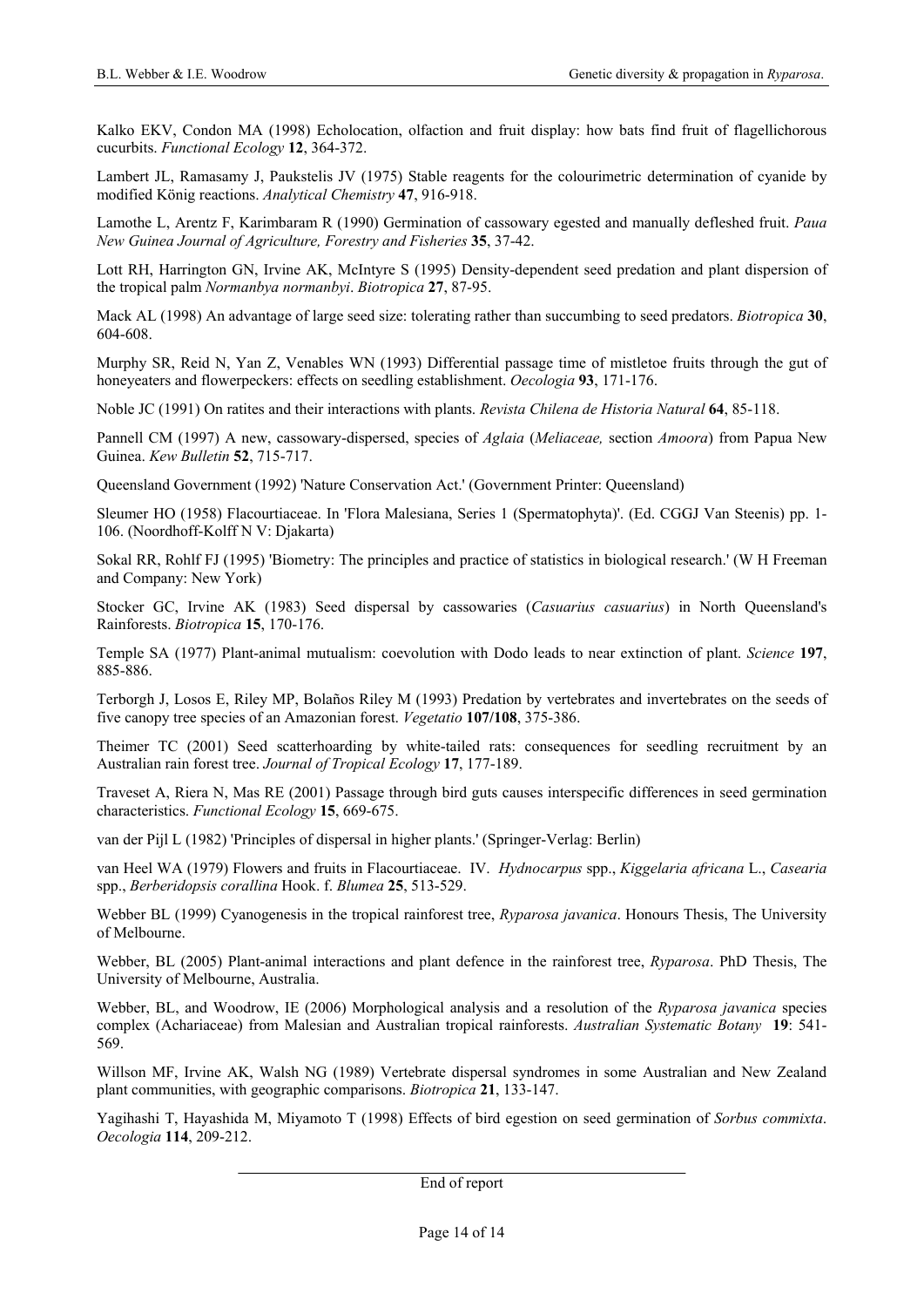Kalko EKV, Condon MA (1998) Echolocation, olfaction and fruit display: how bats find fruit of flagellichorous cucurbits. *Functional Ecology* **12**, 364-372.

Lambert JL, Ramasamy J, Paukstelis JV (1975) Stable reagents for the colourimetric determination of cyanide by modified König reactions. *Analytical Chemistry* **47**, 916-918.

Lamothe L, Arentz F, Karimbaram R (1990) Germination of cassowary egested and manually defleshed fruit. *Paua New Guinea Journal of Agriculture, Forestry and Fisheries* **35**, 37-42.

Lott RH, Harrington GN, Irvine AK, McIntyre S (1995) Density-dependent seed predation and plant dispersion of the tropical palm *Normanbya normanbyi*. *Biotropica* **27**, 87-95.

Mack AL (1998) An advantage of large seed size: tolerating rather than succumbing to seed predators. *Biotropica* **30**, 604-608.

Murphy SR, Reid N, Yan Z, Venables WN (1993) Differential passage time of mistletoe fruits through the gut of honeyeaters and flowerpeckers: effects on seedling establishment. *Oecologia* **93**, 171-176.

Noble JC (1991) On ratites and their interactions with plants. *Revista Chilena de Historia Natural* **64**, 85-118.

Pannell CM (1997) A new, cassowary-dispersed, species of *Aglaia* (*Meliaceae,* section *Amoora*) from Papua New Guinea. *Kew Bulletin* **52**, 715-717.

Queensland Government (1992) 'Nature Conservation Act.' (Government Printer: Queensland)

Sleumer HO (1958) Flacourtiaceae. In 'Flora Malesiana, Series 1 (Spermatophyta)'. (Ed. CGGJ Van Steenis) pp. 1-106. (Noordhoff-Kolff N V: Djakarta)

Sokal RR, Rohlf FJ (1995) 'Biometry: The principles and practice of statistics in biological research.' (W H Freeman and Company: New York)

Stocker GC, Irvine AK (1983) Seed dispersal by cassowaries (*Casuarius casuarius*) in North Queensland's Rainforests. *Biotropica* **15**, 170-176.

Temple SA (1977) Plant-animal mutualism: coevolution with Dodo leads to near extinction of plant. *Science* **197**, 885-886.

Terborgh J, Losos E, Riley MP, Bolaños Riley M (1993) Predation by vertebrates and invertebrates on the seeds of five canopy tree species of an Amazonian forest. *Vegetatio* **107/108**, 375-386.

Theimer TC (2001) Seed scatterhoarding by white-tailed rats: consequences for seedling recruitment by an Australian rain forest tree. *Journal of Tropical Ecology* **17**, 177-189.

Traveset A, Riera N, Mas RE (2001) Passage through bird guts causes interspecific differences in seed germination characteristics. *Functional Ecology* **15**, 669-675.

van der Pijl L (1982) 'Principles of dispersal in higher plants.' (Springer-Verlag: Berlin)

van Heel WA (1979) Flowers and fruits in Flacourtiaceae. IV. *Hydnocarpus* spp., *Kiggelaria africana* L., *Casearia* spp., *Berberidopsis corallina* Hook. f. *Blumea* **25**, 513-529.

Webber BL (1999) Cyanogenesis in the tropical rainforest tree, *Ryparosa javanica*. Honours Thesis, The University of Melbourne.

Webber, BL (2005) Plant-animal interactions and plant defence in the rainforest tree, *Ryparosa*. PhD Thesis, The University of Melbourne, Australia.

Webber, BL, and Woodrow, IE (2006) Morphological analysis and a resolution of the *Ryparosa javanica* species complex (Achariaceae) from Malesian and Australian tropical rainforests. *Australian Systematic Botany* **19**: 541-569.

Willson MF, Irvine AK, Walsh NG (1989) Vertebrate dispersal syndromes in some Australian and New Zealand plant communities, with geographic comparisons. *Biotropica* **21**, 133-147.

Yagihashi T, Hayashida M, Miyamoto T (1998) Effects of bird egestion on seed germination of *Sorbus commixta*. *Oecologia* **114**, 209-212.

---

End of report